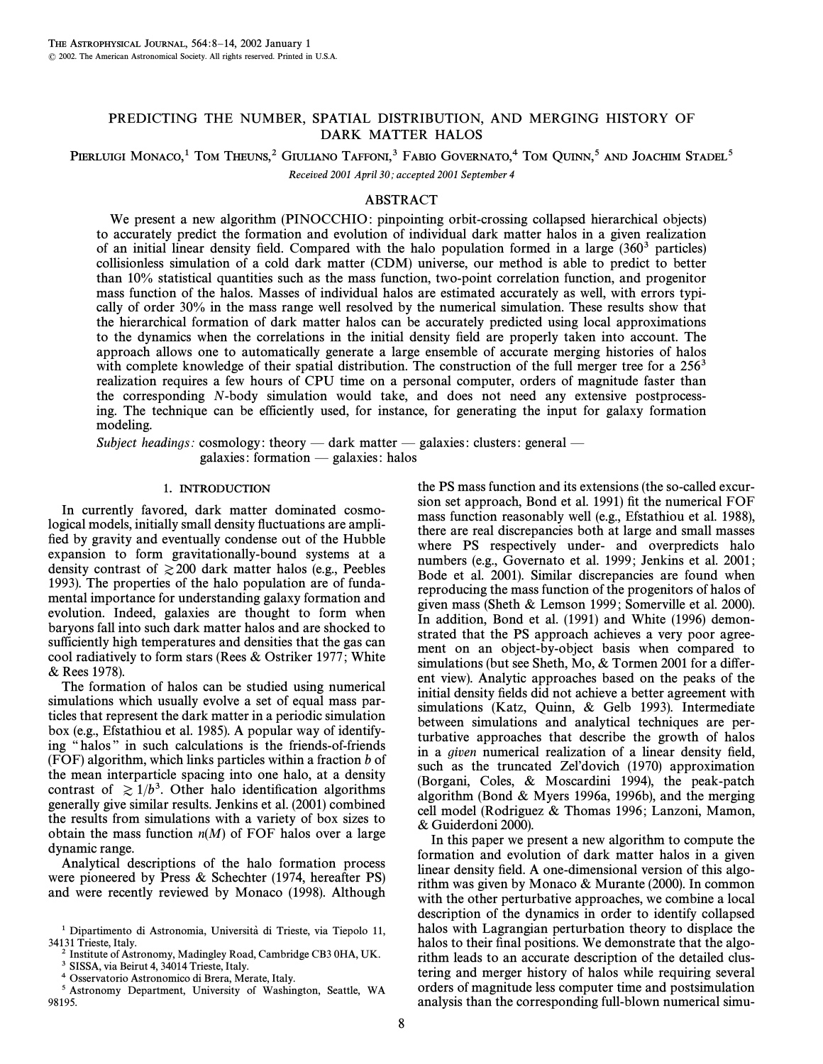# PREDICTING THE NUMBER, SPATIAL DISTRIBUTION, AND MERGING HISTORY OF DARK MATTER HALOS

Pierluigi Monaco,[1] Tom Theuns,[2] Giuliano Taffoni,[3] Fabio Governato,[4] Tom Quinn,[5] and Joachim Stadel[5]

*Received 2001 April 30; accepted 2001 September 4*

## ABSTRACT

We present a new algorithm (PINOCCHIO: pinpointing orbit-crossing collapsed hierarchical objects) to accurately predict the formation and evolution of individual dark matter halos in a given realization of an initial linear density field. Compared with the halo population formed in a large ($360^3$ particles) collisionless simulation of a cold dark matter (CDM) universe, our method is able to predict to better than 10% statistical quantities such as the mass function, two-point correlation function, and progenitor mass function of the halos. Masses of individual halos are estimated accurately as well, with errors typically of order 30% in the mass range well resolved by the numerical simulation. These results show that the hierarchical formation of dark matter halos can be accurately predicted using local approximations to the dynamics when the correlations in the initial density field are properly taken into account. The approach allows one to automatically generate a large ensemble of accurate merging histories of halos with complete knowledge of their spatial distribution. The construction of the full merger tree for a $256^3$ realization requires a few hours of CPU time on a personal computer, orders of magnitude faster than the corresponding *N*-body simulation would take, and does not need any extensive postprocessing. The technique can be efficiently used, for instance, for generating the input for galaxy formation modeling.

*Subject headings:* cosmology: theory — dark matter — galaxies: clusters: general — galaxies: formation — galaxies: halos

## 1. INTRODUCTION

In currently favored, dark matter dominated cosmological models, initially small density fluctuations are amplified by gravity and eventually condense out of the Hubble expansion to form gravitationally-bound systems at a density contrast of $\gtrsim 200$ dark matter halos (e.g., Peebles 1993). The properties of the halo population are of fundamental importance for understanding galaxy formation and evolution. Indeed, galaxies are thought to form when baryons fall into such dark matter halos and are shocked to sufficiently high temperatures and densities that the gas can cool radiatively to form stars (Rees & Ostriker 1977; White & Rees 1978).

The formation of halos can be studied using numerical simulations which usually evolve a set of equal mass particles that represent the dark matter in a periodic simulation box (e.g., Efstathiou et al. 1985). A popular way of identifying "halos" in such calculations is the friends-of-friends (FOF) algorithm, which links particles within a fraction $b$ of the mean interparticle spacing into one halo, at a density contrast of $\gtrsim 1/b^3$. Other halo identification algorithms generally give similar results. Jenkins et al. (2001) combined the results from simulations with a variety of box sizes to obtain the mass function $n(M)$ of FOF halos over a large dynamic range.

Analytical descriptions of the halo formation process were pioneered by Press & Schechter (1974, hereafter PS) and were recently reviewed by Monaco (1998). Although the PS mass function and its extensions (the so-called excursion set approach, Bond et al. 1991) fit the numerical FOF mass function reasonably well (e.g., Efstathiou et al. 1988), there are real discrepancies both at large and small masses where PS respectively under- and overpredicts halo numbers (e.g., Governato et al. 1999; Jenkins et al. 2001; Bode et al. 2001). Similar discrepancies are found when reproducing the mass function of the progenitors of halos of given mass (Sheth & Lemson 1999; Somerville et al. 2000). In addition, Bond et al. (1991) and White (1996) demonstrated that the PS approach achieves a very poor agreement on an object-by-object basis when compared to simulations (but see Sheth, Mo, & Tormen 2001 for a different view). Analytic approaches based on the peaks of the initial density fields did not achieve a better agreement with simulations (Katz, Quinn, & Gelb 1993). Intermediate between simulations and analytical techniques are perturbative approaches that describe the growth of halos in a *given* numerical realization of a linear density field, such as the truncated Zel'dovich (1970) approximation (Borgani, Coles, & Moscardini 1994), the peak-patch algorithm (Bond & Myers 1996a, 1996b), and the merging cell model (Rodriguez & Thomas 1996; Lanzoni, Mamon, & Guiderdoni 2000).

In this paper we present a new algorithm to compute the formation and evolution of dark matter halos in a given linear density field. A one-dimensional version of this algorithm was given by Monaco & Murante (2000). In common with the other perturbative approaches, we combine a local description of the dynamics in order to identify collapsed halos with Lagrangian perturbation theory to displace the halos to their final positions. We demonstrate that the algorithm leads to an accurate description of the detailed clustering and merger history of halos while requiring several orders of magnitude less computer time and postsimulation analysis than the corresponding full-blown numerical simu-

---

[1] Dipartimento di Astronomia, Università di Trieste, via Tiepolo 11, 34131 Trieste, Italy.

[2] Institute of Astronomy, Madingley Road, Cambridge CB3 0HA, UK.

[3] SISSA, via Beirut 4, 34014 Trieste, Italy.

[4] Osservatorio Astronomico di Brera, Merate, Italy.

[5] Astronomy Department, University of Washington, Seattle, WA 98195.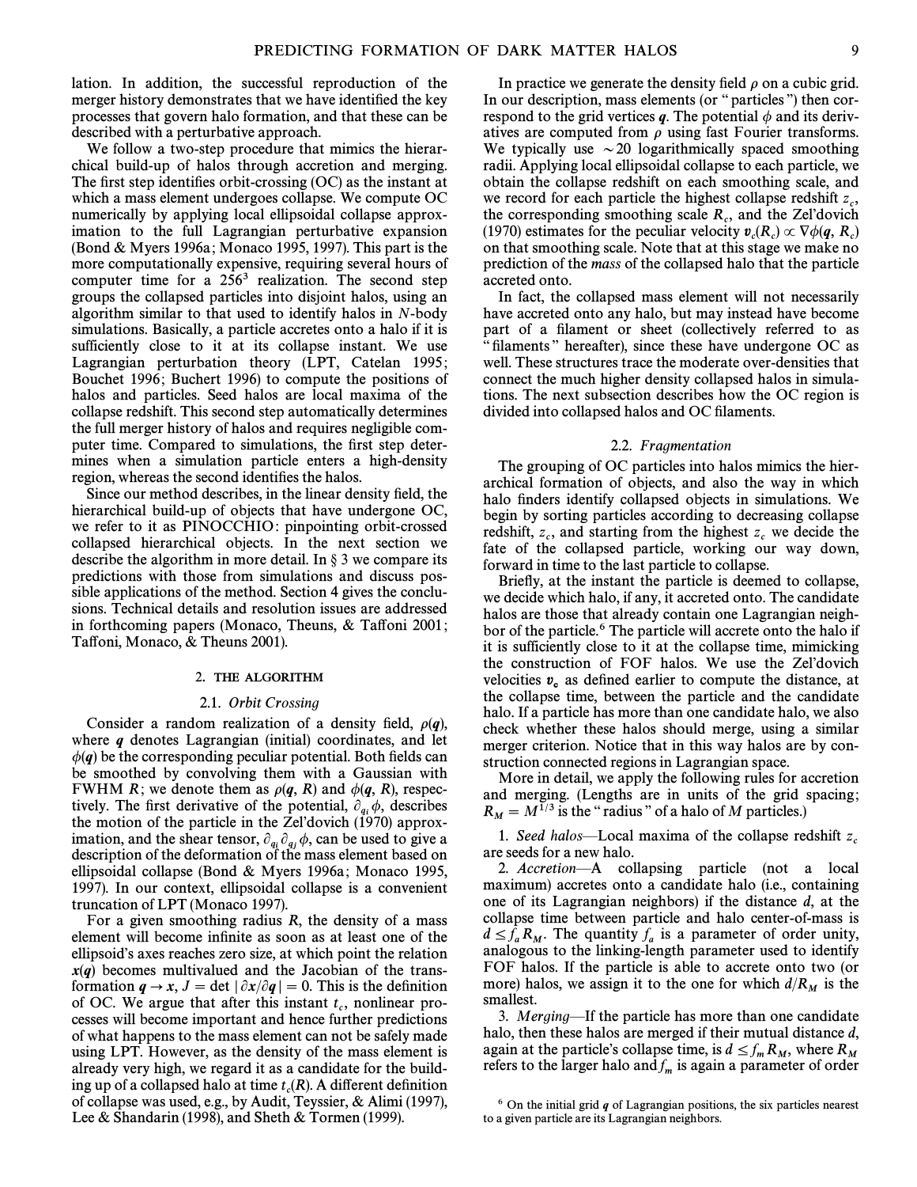lation. In addition, the successful reproduction of the merger history demonstrates that we have identified the key processes that govern halo formation, and that these can be described with a perturbative approach.

We follow a two-step procedure that mimics the hierarchical build-up of halos through accretion and merging. The first step identifies orbit-crossing (OC) as the instant at which a mass element undergoes collapse. We compute OC numerically by applying local ellipsoidal collapse approximation to the full Lagrangian perturbative expansion (Bond & Myers 1996a; Monaco 1995, 1997). This part is the more computationally expensive, requiring several hours of computer time for a $256^3$ realization. The second step groups the collapsed particles into disjoint halos, using an algorithm similar to that used to identify halos in $N$-body simulations. Basically, a particle accretes onto a halo if it is sufficiently close to it at its collapse instant. We use Lagrangian perturbation theory (LPT, Catelan 1995; Bouchet 1996; Buchert 1996) to compute the positions of halos and particles. Seed halos are local maxima of the collapse redshift. This second step automatically determines the full merger history of halos and requires negligible computer time. Compared to simulations, the first step determines when a simulation particle enters a high-density region, whereas the second identifies the halos.

Since our method describes, in the linear density field, the hierarchical build-up of objects that have undergone OC, we refer to it as PINOCCHIO: pinpointing orbit-crossed collapsed hierarchical objects. In the next section we describe the algorithm in more detail. In § 3 we compare its predictions with those from simulations and discuss possible applications of the method. Section 4 gives the conclusions. Technical details and resolution issues are addressed in forthcoming papers (Monaco, Theuns, & Taffoni 2001; Taffoni, Monaco, & Theuns 2001).

## 2. THE ALGORITHM

### 2.1. *Orbit Crossing*

Consider a random realization of a density field, $\rho(\boldsymbol{q})$, where $\boldsymbol{q}$ denotes Lagrangian (initial) coordinates, and let $\phi(\boldsymbol{q})$ be the corresponding peculiar potential. Both fields can be smoothed by convolving them with a Gaussian with FWHM $R$; we denote them as $\rho(\boldsymbol{q}, R)$ and $\phi(\boldsymbol{q}, R)$, respectively. The first derivative of the potential, $\partial_{q_i}\phi$, describes the motion of the particle in the Zel'dovich (1970) approximation, and the shear tensor, $\partial_{q_i}\partial_{q_j}\phi$, can be used to give a description of the deformation of the mass element based on ellipsoidal collapse (Bond & Myers 1996a; Monaco 1995, 1997). In our context, ellipsoidal collapse is a convenient truncation of LPT (Monaco 1997).

For a given smoothing radius $R$, the density of a mass element will become infinite as soon as at least one of the ellipsoid's axes reaches zero size, at which point the relation $\boldsymbol{x}(\boldsymbol{q})$ becomes multivalued and the Jacobian of the transformation $\boldsymbol{q} \rightarrow \boldsymbol{x}$, $J = \det|\partial \boldsymbol{x}/\partial \boldsymbol{q}| = 0$. This is the definition of OC. We argue that after this instant $t_c$, nonlinear processes will become important and hence further predictions of what happens to the mass element can not be safely made using LPT. However, as the density of the mass element is already very high, we regard it as a candidate for the building up of a collapsed halo at time $t_c(R)$. A different definition of collapse was used, e.g., by Audit, Teyssier, & Alimi (1997), Lee & Shandarin (1998), and Sheth & Tormen (1999).

In practice we generate the density field $\rho$ on a cubic grid. In our description, mass elements (or "particles") then correspond to the grid vertices $\boldsymbol{q}$. The potential $\phi$ and its derivatives are computed from $\rho$ using fast Fourier transforms. We typically use $\sim 20$ logarithmically spaced smoothing radii. Applying local ellipsoidal collapse to each particle, we obtain the collapse redshift on each smoothing scale, and we record for each particle the highest collapse redshift $z_c$, the corresponding smoothing scale $R_c$, and the Zel'dovich (1970) estimates for the peculiar velocity $\boldsymbol{v}_c(R_c) \propto \nabla\phi(\boldsymbol{q}, R_c)$ on that smoothing scale. Note that at this stage we make no prediction of the *mass* of the collapsed halo that the particle accreted onto.

In fact, the collapsed mass element will not necessarily have accreted onto any halo, but may instead have become part of a filament or sheet (collectively referred to as "filaments" hereafter), since these have undergone OC as well. These structures trace the moderate over-densities that connect the much higher density collapsed halos in simulations. The next subsection describes how the OC region is divided into collapsed halos and OC filaments.

### 2.2. *Fragmentation*

The grouping of OC particles into halos mimics the hierarchical formation of objects, and also the way in which halo finders identify collapsed objects in simulations. We begin by sorting particles according to decreasing collapse redshift, $z_c$, and starting from the highest $z_c$ we decide the fate of the collapsed particle, working our way down, forward in time to the last particle to collapse.

Briefly, at the instant the particle is deemed to collapse, we decide which halo, if any, it accreted onto. The candidate halos are those that already contain one Lagrangian neighbor of the particle.[6] The particle will accrete onto the halo if it is sufficiently close to it at the collapse time, mimicking the construction of FOF halos. We use the Zel'dovich velocities $\boldsymbol{v}_c$ as defined earlier to compute the distance, at the collapse time, between the particle and the candidate halo. If a particle has more than one candidate halo, we also check whether these halos should merge, using a similar merger criterion. Notice that in this way halos are by construction connected regions in Lagrangian space.

More in detail, we apply the following rules for accretion and merging. (Lengths are in units of the grid spacing; $R_M = M^{1/3}$ is the "radius" of a halo of $M$ particles.)

1. *Seed halos*—Local maxima of the collapse redshift $z_c$ are seeds for a new halo.
2. *Accretion*—A collapsing particle (not a local maximum) accretes onto a candidate halo (i.e., containing one of its Lagrangian neighbors) if the distance $d$, at the collapse time between particle and halo center-of-mass is $d \leq f_a R_M$. The quantity $f_a$ is a parameter of order unity, analogous to the linking-length parameter used to identify FOF halos. If the particle is able to accrete onto two (or more) halos, we assign it to the one for which $d/R_M$ is the smallest.
3. *Merging*—If the particle has more than one candidate halo, then these halos are merged if their mutual distance $d$, again at the particle's collapse time, is $d \leq f_m R_M$, where $R_M$ refers to the larger halo and $f_m$ is again a parameter of order

[6] On the initial grid $\boldsymbol{q}$ of Lagrangian positions, the six particles nearest to a given particle are its Lagrangian neighbors.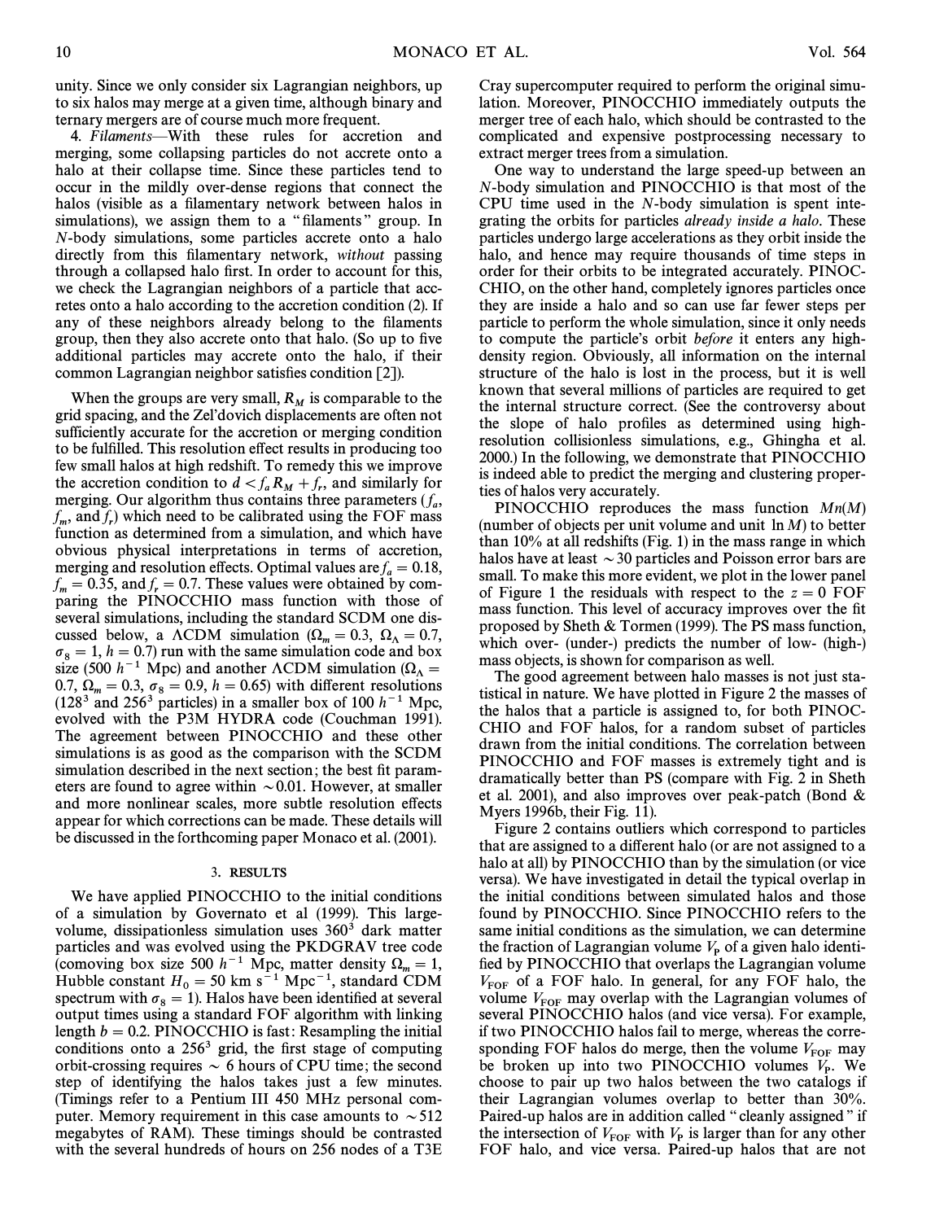unity. Since we only consider six Lagrangian neighbors, up to six halos may merge at a given time, although binary and ternary mergers are of course much more frequent.

4. *Filaments*—With these rules for accretion and merging, some collapsing particles do not accrete onto a halo at their collapse time. Since these particles tend to occur in the mildly over-dense regions that connect the halos (visible as a filamentary network between halos in simulations), we assign them to a "filaments" group. In $N$-body simulations, some particles accrete onto a halo directly from this filamentary network, *without* passing through a collapsed halo first. In order to account for this, we check the Lagrangian neighbors of a particle that accretes onto a halo according to the accretion condition (2). If any of these neighbors already belong to the filaments group, then they also accrete onto that halo. (So up to five additional particles may accrete onto the halo, if their common Lagrangian neighbor satisfies condition [2]).

When the groups are very small, $R_M$ is comparable to the grid spacing, and the Zel'dovich displacements are often not sufficiently accurate for the accretion or merging condition to be fulfilled. This resolution effect results in producing too few small halos at high redshift. To remedy this we improve the accretion condition to $d < f_a R_M + f_r$, and similarly for merging. Our algorithm thus contains three parameters ($f_a$, $f_m$, and $f_r$) which need to be calibrated using the FOF mass function as determined from a simulation, and which have obvious physical interpretations in terms of accretion, merging and resolution effects. Optimal values are $f_a = 0.18$, $f_m = 0.35$, and $f_r = 0.7$. These values were obtained by comparing the PINOCCHIO mass function with those of several simulations, including the standard SCDM one discussed below, a ΛCDM simulation ($\Omega_m = 0.3$, $\Omega_\Lambda = 0.7$, $\sigma_8 = 1$, $h = 0.7$) run with the same simulation code and box size (500 $h^{-1}$ Mpc) and another ΛCDM simulation ($\Omega_\Lambda = 0.7$, $\Omega_m = 0.3$, $\sigma_8 = 0.9$, $h = 0.65$) with different resolutions ($128^3$ and $256^3$ particles) in a smaller box of 100 $h^{-1}$ Mpc, evolved with the P3M HYDRA code (Couchman 1991). The agreement between PINOCCHIO and these other simulations is as good as the comparison with the SCDM simulation described in the next section; the best fit parameters are found to agree within ~0.01. However, at smaller and more nonlinear scales, more subtle resolution effects appear for which corrections can be made. These details will be discussed in the forthcoming paper Monaco et al. (2001).

## 3. RESULTS

We have applied PINOCCHIO to the initial conditions of a simulation by Governato et al (1999). This large-volume, dissipationless simulation uses $360^3$ dark matter particles and was evolved using the PKDGRAV tree code (comoving box size 500 $h^{-1}$ Mpc, matter density $\Omega_m = 1$, Hubble constant $H_0 = 50$ km s$^{-1}$ Mpc$^{-1}$, standard CDM spectrum with $\sigma_8 = 1$). Halos have been identified at several output times using a standard FOF algorithm with linking length $b = 0.2$. PINOCCHIO is fast: Resampling the initial conditions onto a $256^3$ grid, the first stage of computing orbit-crossing requires ~ 6 hours of CPU time; the second step of identifying the halos takes just a few minutes. (Timings refer to a Pentium III 450 MHz personal computer. Memory requirement in this case amounts to ~512 megabytes of RAM). These timings should be contrasted with the several hundreds of hours on 256 nodes of a T3E Cray supercomputer required to perform the original simulation. Moreover, PINOCCHIO immediately outputs the merger tree of each halo, which should be contrasted to the complicated and expensive postprocessing necessary to extract merger trees from a simulation.

One way to understand the large speed-up between an $N$-body simulation and PINOCCHIO is that most of the CPU time used in the $N$-body simulation is spent integrating the orbits for particles *already inside a halo*. These particles undergo large accelerations as they orbit inside the halo, and hence may require thousands of time steps in order for their orbits to be integrated accurately. PINOCCHIO, on the other hand, completely ignores particles once they are inside a halo and so can use far fewer steps per particle to perform the whole simulation, since it only needs to compute the particle's orbit *before* it enters any high-density region. Obviously, all information on the internal structure of the halo is lost in the process, but it is well known that several millions of particles are required to get the internal structure correct. (See the controversy about the slope of halo profiles as determined using high-resolution collisionless simulations, e.g., Ghingha et al. 2000.) In the following, we demonstrate that PINOCCHIO is indeed able to predict the merging and clustering properties of halos very accurately.

PINOCCHIO reproduces the mass function $Mn(M)$ (number of objects per unit volume and unit ln $M$) to better than 10% at all redshifts (Fig. 1) in the mass range in which halos have at least ~30 particles and Poisson error bars are small. To make this more evident, we plot in the lower panel of Figure 1 the residuals with respect to the $z = 0$ FOF mass function. This level of accuracy improves over the fit proposed by Sheth & Tormen (1999). The PS mass function, which over- (under-) predicts the number of low- (high-) mass objects, is shown for comparison as well.

The good agreement between halo masses is not just statistical in nature. We have plotted in Figure 2 the masses of the halos that a particle is assigned to, for both PINOCCHIO and FOF halos, for a random subset of particles drawn from the initial conditions. The correlation between PINOCCHIO and FOF masses is extremely tight and is dramatically better than PS (compare with Fig. 2 in Sheth et al. 2001), and also improves over peak-patch (Bond & Myers 1996b, their Fig. 11).

Figure 2 contains outliers which correspond to particles that are assigned to a different halo (or are not assigned to a halo at all) by PINOCCHIO than by the simulation (or vice versa). We have investigated in detail the typical overlap in the initial conditions between simulated halos and those found by PINOCCHIO. Since PINOCCHIO refers to the same initial conditions as the simulation, we can determine the fraction of Lagrangian volume $V_P$ of a given halo identified by PINOCCHIO that overlaps the Lagrangian volume $V_{FOF}$ of a FOF halo. In general, for any FOF halo, the volume $V_{FOF}$ may overlap with the Lagrangian volumes of several PINOCCHIO halos (and vice versa). For example, if two PINOCCHIO halos fail to merge, whereas the corresponding FOF halos do merge, then the volume $V_{FOF}$ may be broken up into two PINOCCHIO volumes $V_P$. We choose to pair up two halos between the two catalogs if their Lagrangian volumes overlap to better than 30%. Paired-up halos are in addition called "cleanly assigned" if the intersection of $V_{FOF}$ with $V_P$ is larger than for any other FOF halo, and vice versa. Paired-up halos that are not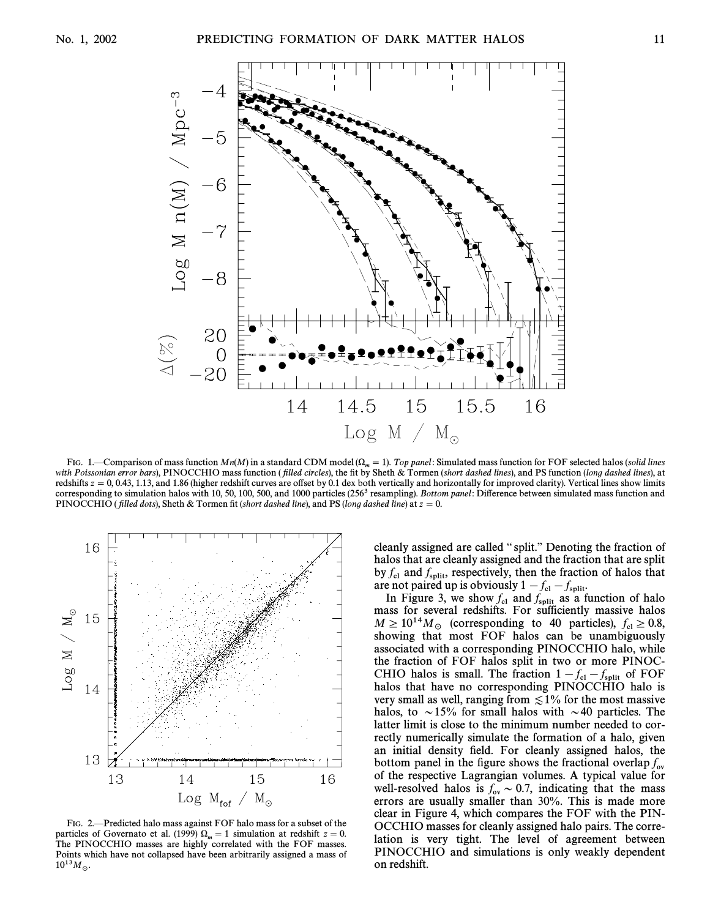FIG. 1.—Comparison of mass function $Mn(M)$ in a standard CDM model ($\Omega_m = 1$). *Top panel*: Simulated mass function for FOF selected halos (*solid lines with Poissonian error bars*), PINOCCHIO mass function (*filled circles*), the fit by Sheth & Tormen (*short dashed lines*), and PS function (*long dashed lines*), at redshifts $z = 0$, 0.43, 1.13, and 1.86 (higher redshift curves are offset by 0.1 dex both vertically and horizontally for improved clarity). Vertical lines show limits corresponding to simulation halos with 10, 50, 100, 500, and 1000 particles ($256^3$ resampling). *Bottom panel*: Difference between simulated mass function and PINOCCHIO (*filled dots*), Sheth & Tormen fit (*short dashed line*), and PS (*long dashed line*) at $z = 0$.

FIG. 2.—Predicted halo mass against FOF halo mass for a subset of the particles of Governato et al. (1999) $\Omega_m = 1$ simulation at redshift $z = 0$. The PINOCCHIO masses are highly correlated with the FOF masses. Points which have not collapsed have been arbitrarily assigned a mass of $10^{13} M_\odot$.

cleanly assigned are called "split." Denoting the fraction of halos that are cleanly assigned and the fraction that are split by $f_{\rm cl}$ and $f_{\rm split}$, respectively, then the fraction of halos that are not paired up is obviously $1 - f_{\rm cl} - f_{\rm split}$.

In Figure 3, we show $f_{\rm cl}$ and $f_{\rm split}$ as a function of halo mass for several redshifts. For sufficiently massive halos $M \geq 10^{14} M_\odot$ (corresponding to 40 particles), $f_{\rm cl} \geq 0.8$, showing that most FOF halos can be unambiguously associated with a corresponding PINOCCHIO halo, while the fraction of FOF halos split in two or more PINOCCHIO halos is small. The fraction $1 - f_{\rm cl} - f_{\rm split}$ of FOF halos that have no corresponding PINOCCHIO halo is very small as well, ranging from $\lesssim 1\%$ for the most massive halos, to $\sim 15\%$ for small halos with $\sim 40$ particles. The latter limit is close to the minimum number needed to correctly numerically simulate the formation of a halo, given an initial density field. For cleanly assigned halos, the bottom panel in the figure shows the fractional overlap $f_{\rm ov}$ of the respective Lagrangian volumes. A typical value for well-resolved halos is $f_{\rm ov} \sim 0.7$, indicating that the mass errors are usually smaller than 30%. This is made more clear in Figure 4, which compares the FOF with the PINOCCHIO masses for cleanly assigned halo pairs. The correlation is very tight. The level of agreement between PINOCCHIO and simulations is only weakly dependent on redshift.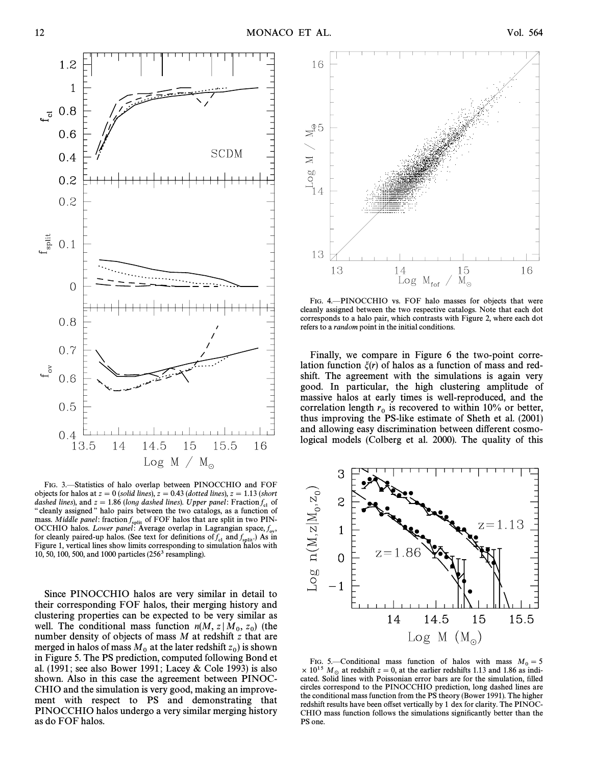FIG. 3.—Statistics of halo overlap between PINOCCHIO and FOF objects for halos at $z = 0$ (*solid lines*), $z = 0.43$ (*dotted lines*), $z = 1.13$ (*short dashed lines*), and $z = 1.86$ (*long dashed lines*). *Upper panel*: Fraction $f_{cl}$ of "cleanly assigned" halo pairs between the two catalogs, as a function of mass. *Middle panel*: fraction $f_{split}$ of FOF halos that are split in two PINOCCHIO halos. *Lower panel*: Average overlap in Lagrangian space, $f_{ov}$, for cleanly paired-up halos. (See text for definitions of $f_{cl}$ and $f_{split}$.) As in Figure 1, vertical lines show limits corresponding to simulation halos with 10, 50, 100, 500, and 1000 particles ($256^3$ resampling).

Since PINOCCHIO halos are very similar in detail to their corresponding FOF halos, their merging history and clustering properties can be expected to be very similar as well. The conditional mass function $n(M, z \mid M_0, z_0)$ (the number density of objects of mass $M$ at redshift $z$ that are merged in halos of mass $M_0$ at the later redshift $z_0$) is shown in Figure 5. The PS prediction, computed following Bond et al. (1991; see also Bower 1991; Lacey & Cole 1993) is also shown. Also in this case the agreement between PINOCCHIO and the simulation is very good, making an improvement with respect to PS and demonstrating that PINOCCHIO halos undergo a very similar merging history as do FOF halos.

FIG. 4.—PINOCCHIO vs. FOF halo masses for objects that were cleanly assigned between the two respective catalogs. Note that each dot corresponds to a halo pair, which contrasts with Figure 2, where each dot refers to a *random* point in the initial conditions.

Finally, we compare in Figure 6 the two-point correlation function $\xi(r)$ of halos as a function of mass and redshift. The agreement with the simulations is again very good. In particular, the high clustering amplitude of massive halos at early times is well-reproduced, and the correlation length $r_0$ is recovered to within 10% or better, thus improving the PS-like estimate of Sheth et al. (2001) and allowing easy discrimination between different cosmological models (Colberg et al. 2000). The quality of this

FIG. 5.—Conditional mass function of halos with mass $M_0 = 5 \times 10^{15}\ M_\odot$ at redshift $z = 0$, at the earlier redshifts 1.13 and 1.86 as indicated. Solid lines with Poissonian error bars are for the simulation, filled circles correspond to the PINOCCHIO prediction, long dashed lines are the conditional mass function from the PS theory (Bower 1991). The higher redshift results have been offset vertically by 1 dex for clarity. The PINOCCHIO mass function follows the simulations significantly better than the PS one.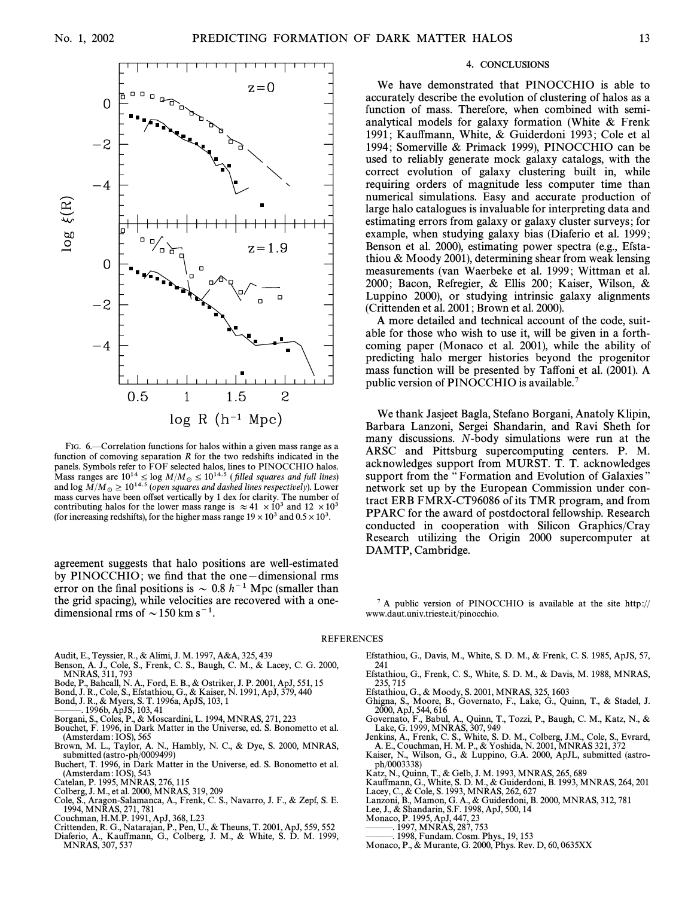FIG. 6.—Correlation functions for halos within a given mass range as a function of comoving separation $R$ for the two redshifts indicated in the panels. Symbols refer to FOF selected halos, lines to PINOCCHIO halos. Mass ranges are $10^{14} \leq \log M/M_{\odot} \leq 10^{14.5}$ (*filled squares and full lines*) and $\log M/M_{\odot} \geq 10^{14.5}$ (*open squares and dashed lines respectively*). Lower mass curves have been offset vertically by 1 dex for clarity. The number of contributing halos for the lower mass range is $\approx 41 \times 10^3$ and $12 \times 10^3$ (for increasing redshifts), for the higher mass range $19 \times 10^3$ and $0.5 \times 10^3$.

agreement suggests that halo positions are well-estimated by PINOCCHIO; we find that the one–dimensional rms error on the final positions is $\sim 0.8\ h^{-1}$ Mpc (smaller than the grid spacing), while velocities are recovered with a one-dimensional rms of $\sim 150$ km s$^{-1}$.

## 4. CONCLUSIONS

We have demonstrated that PINOCCHIO is able to accurately describe the evolution of clustering of halos as a function of mass. Therefore, when combined with semi-analytical models for galaxy formation (White & Frenk 1991; Kauffmann, White, & Guiderdoni 1993; Cole et al 1994; Somerville & Primack 1999), PINOCCHIO can be used to reliably generate mock galaxy catalogs, with the correct evolution of galaxy clustering built in, while requiring orders of magnitude less computer time than numerical simulations. Easy and accurate production of large halo catalogues is invaluable for interpreting data and estimating errors from galaxy or galaxy cluster surveys; for example, when studying galaxy bias (Diaferio et al. 1999; Benson et al. 2000), estimating power spectra (e.g., Efstathiou & Moody 2001), determining shear from weak lensing measurements (van Waerbeke et al. 1999; Wittman et al. 2000; Bacon, Refregier, & Ellis 200; Kaiser, Wilson, & Luppino 2000), or studying intrinsic galaxy alignments (Crittenden et al. 2001; Brown et al. 2000).

A more detailed and technical account of the code, suitable for those who wish to use it, will be given in a forthcoming paper (Monaco et al. 2001), while the ability of predicting halo merger histories beyond the progenitor mass function will be presented by Taffoni et al. (2001). A public version of PINOCCHIO is available.[7]

We thank Jasjeet Bagla, Stefano Borgani, Anatoly Klipin, Barbara Lanzoni, Sergei Shandarin, and Ravi Sheth for many discussions. $N$-body simulations were run at the ARSC and Pittsburg supercomputing centers. P. M. acknowledges support from MURST. T. T. acknowledges support from the "Formation and Evolution of Galaxies" network set up by the European Commission under contract ERB FMRX-CT96086 of its TMR program, and from PPARC for the award of postdoctoral fellowship. Research conducted in cooperation with Silicon Graphics/Cray Research utilizing the Origin 2000 supercomputer at DAMTP, Cambridge.

[7] A public version of PINOCCHIO is available at the site http://www.daut.univ.trieste.it/pinocchio.

## REFERENCES

Audit, E., Teyssier, R., & Alimi, J. M. 1997, A&A, 325, 439
Benson, A. J., Cole, S., Frenk, C. S., Baugh, C. M., & Lacey, C. G. 2000, MNRAS, 311, 793
Bode, P., Bahcall, N. A., Ford, E. B., & Ostriker, J. P. 2001, ApJ, 551, 15
Bond, J. R., Cole, S., Efstathiou, G., & Kaiser, N. 1991, ApJ, 379, 440
Bond, J. R., & Myers, S. T. 1996a, ApJS, 103, 1
———. 1996b, ApJS, 103, 41
Borgani, S., Coles, P., & Moscardini, L. 1994, MNRAS, 271, 223
Bouchet, F. 1996, in Dark Matter in the Universe, ed. S. Bonometto et al. (Amsterdam: IOS), 565
Brown, M. L., Taylor, A. N., Hambly, N. C., & Dye, S. 2000, MNRAS, submitted (astro-ph/0009499)
Buchert, T. 1996, in Dark Matter in the Universe, ed. S. Bonometto et al. (Amsterdam: IOS), 543
Catelan, P. 1995, MNRAS, 276, 115
Colberg, J. M., et al. 2000, MNRAS, 319, 209
Cole, S., Aragon-Salamanca, A., Frenk, C. S., Navarro, J. F., & Zepf, S. E. 1994, MNRAS, 271, 781
Couchman, H.M.P. 1991, ApJ, 368, L23
Crittenden, R. G., Natarajan, P., Pen, U., & Theuns, T. 2001, ApJ, 559, 552
Diaferio, A., Kauffmann, G., Colberg, J. M., & White, S. D. M. 1999, MNRAS, 307, 537
Efstathiou, G., Davis, M., White, S. D. M., & Frenk, C. S. 1985, ApJS, 57, 241
Efstathiou, G., Frenk, C. S., White, S. D. M., & Davis, M. 1988, MNRAS, 235, 715
Efstathiou, G., & Moody, S. 2001, MNRAS, 325, 1603
Ghigna, S., Moore, B., Governato, F., Lake, G., Quinn, T., & Stadel, J. 2000, ApJ, 544, 616
Governato, F., Babul, A., Quinn, T., Tozzi, P., Baugh, C. M., Katz, N., & Lake, G. 1999, MNRAS, 307, 949
Jenkins, A., Frenk, C. S., White, S. D. M., Colberg, J.M., Cole, S., Evrard, A. E., Couchman, H. M. P., & Yoshida, N. 2001, MNRAS 321, 372
Kaiser, N., Wilson, G., & Luppino, G.A. 2000, ApJL, submitted (astro-ph/0003338)
Katz, N., Quinn, T., & Gelb, J. M. 1993, MNRAS, 265, 689
Kauffmann, G., White, S. D. M., & Guiderdoni, B. 1993, MNRAS, 264, 201
Lacey, C., & Cole, S. 1993, MNRAS, 262, 627
Lanzoni, B., Mamon, G. A., & Guiderdoni, B. 2000, MNRAS, 312, 781
Lee, J., & Shandarin, S.F. 1998, ApJ, 500, 14
Monaco, P. 1995, ApJ, 447, 23
———. 1997, MNRAS, 287, 753
———. 1998, Fundam. Cosm. Phys., 19, 153
Monaco, P., & Murante, G. 2000, Phys. Rev. D, 60, 0635XX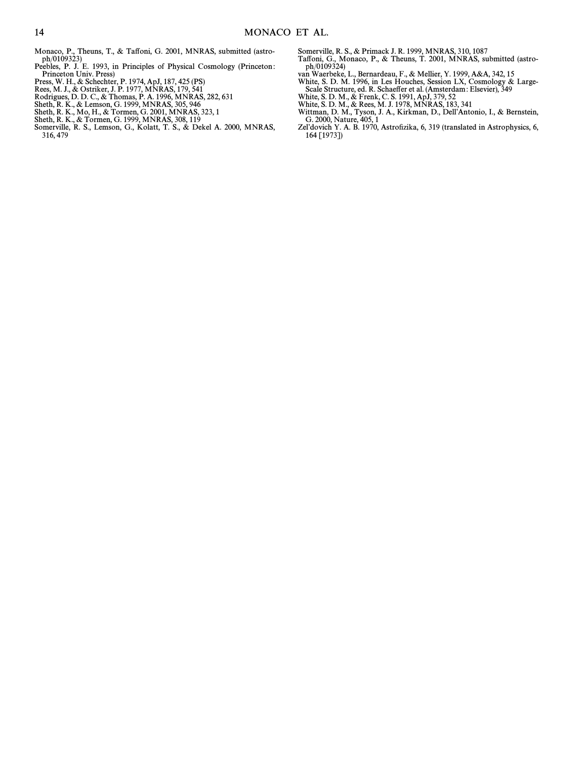Monaco, P., Theuns, T., & Taffoni, G. 2001, MNRAS, submitted (astro-ph/0109323)

Peebles, P. J. E. 1993, in Principles of Physical Cosmology (Princeton: Princeton Univ. Press)

Press, W. H., & Schechter, P. 1974, ApJ, 187, 425 (PS)

Rees, M. J., & Ostriker, J. P. 1977, MNRAS, 179, 541

Rodrigues, D. D. C., & Thomas, P. A. 1996, MNRAS, 282, 631

Sheth, R. K., & Lemson, G. 1999, MNRAS, 305, 946

Sheth, R. K., Mo, H., & Tormen, G. 2001, MNRAS, 323, 1

Sheth, R. K., & Tormen, G. 1999, MNRAS, 308, 119

Somerville, R. S., Lemson, G., Kolatt, T. S., & Dekel A. 2000, MNRAS, 316, 479

Somerville, R. S., & Primack J. R. 1999, MNRAS, 310, 1087

Taffoni, G., Monaco, P., & Theuns, T. 2001, MNRAS, submitted (astro-ph/0109324)

van Waerbeke, L., Bernardeau, F., & Mellier, Y. 1999, A&A, 342, 15

White, S. D. M. 1996, in Les Houches, Session LX, Cosmology & Large-Scale Structure, ed. R. Schaeffer et al. (Amsterdam: Elsevier), 349

White, S. D. M., & Frenk, C. S. 1991, ApJ, 379, 52

White, S. D. M., & Rees, M. J. 1978, MNRAS, 183, 341

Wittman, D. M., Tyson, J. A., Kirkman, D., Dell'Antonio, I., & Bernstein, G. 2000, Nature, 405, 1

Zel'dovich Y. A. B. 1970, Astrofizika, 6, 319 (translated in Astrophysics, 6, 164 [1973])